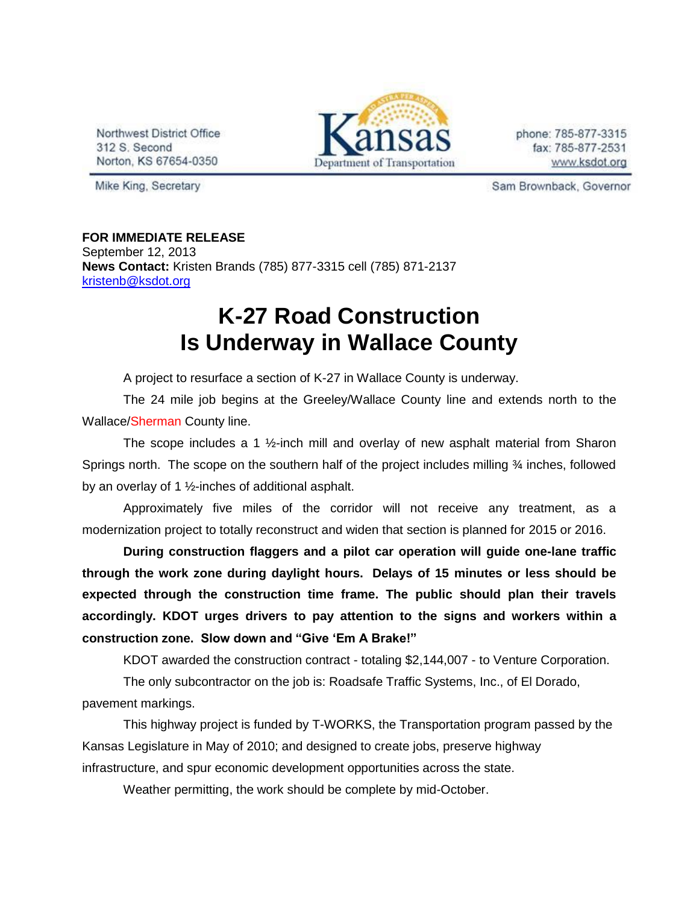Northwest District Office
312 S. Second
Norton, KS 67654-0350

Kansas Department of Transportation

phone: 785-877-3315
fax: 785-877-2531
www.ksdot.org

Mike King, Secretary

Sam Brownback, Governor

**FOR IMMEDIATE RELEASE**
September 12, 2013
**News Contact:** Kristen Brands (785) 877-3315 cell (785) 871-2137
kristenb@ksdot.org

# K-27 Road Construction Is Underway in Wallace County

A project to resurface a section of K-27 in Wallace County is underway.

The 24 mile job begins at the Greeley/Wallace County line and extends north to the Wallace/Sherman County line.

The scope includes a 1 ½-inch mill and overlay of new asphalt material from Sharon Springs north. The scope on the southern half of the project includes milling ¾ inches, followed by an overlay of 1 ½-inches of additional asphalt.

Approximately five miles of the corridor will not receive any treatment, as a modernization project to totally reconstruct and widen that section is planned for 2015 or 2016.

**During construction flaggers and a pilot car operation will guide one-lane traffic through the work zone during daylight hours. Delays of 15 minutes or less should be expected through the construction time frame. The public should plan their travels accordingly. KDOT urges drivers to pay attention to the signs and workers within a construction zone. Slow down and "Give 'Em A Brake!"**

KDOT awarded the construction contract - totaling $2,144,007 - to Venture Corporation.

The only subcontractor on the job is: Roadsafe Traffic Systems, Inc., of El Dorado, pavement markings.

This highway project is funded by T-WORKS, the Transportation program passed by the Kansas Legislature in May of 2010; and designed to create jobs, preserve highway infrastructure, and spur economic development opportunities across the state.

Weather permitting, the work should be complete by mid-October.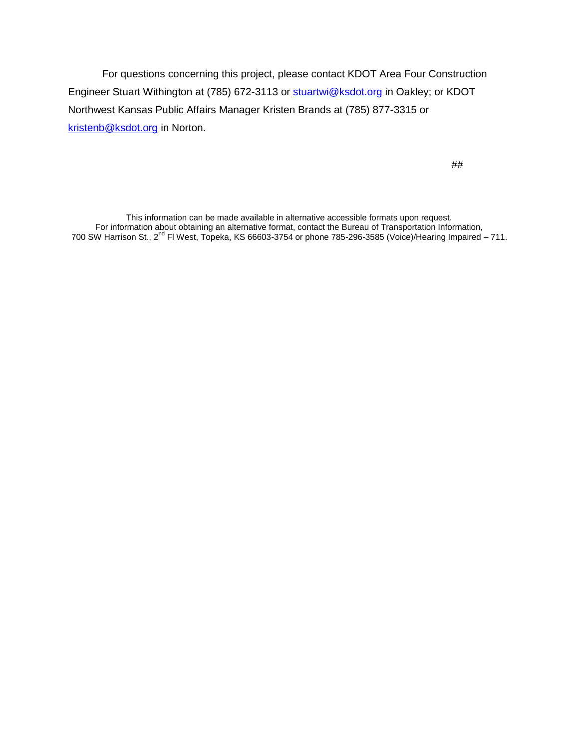For questions concerning this project, please contact KDOT Area Four Construction Engineer Stuart Withington at (785) 672-3113 or stuartwi@ksdot.org in Oakley; or KDOT Northwest Kansas Public Affairs Manager Kristen Brands at (785) 877-3315 or kristenb@ksdot.org in Norton.

##

This information can be made available in alternative accessible formats upon request.
For information about obtaining an alternative format, contact the Bureau of Transportation Information,
700 SW Harrison St., 2nd Fl West, Topeka, KS 66603-3754 or phone 785-296-3585 (Voice)/Hearing Impaired – 711.